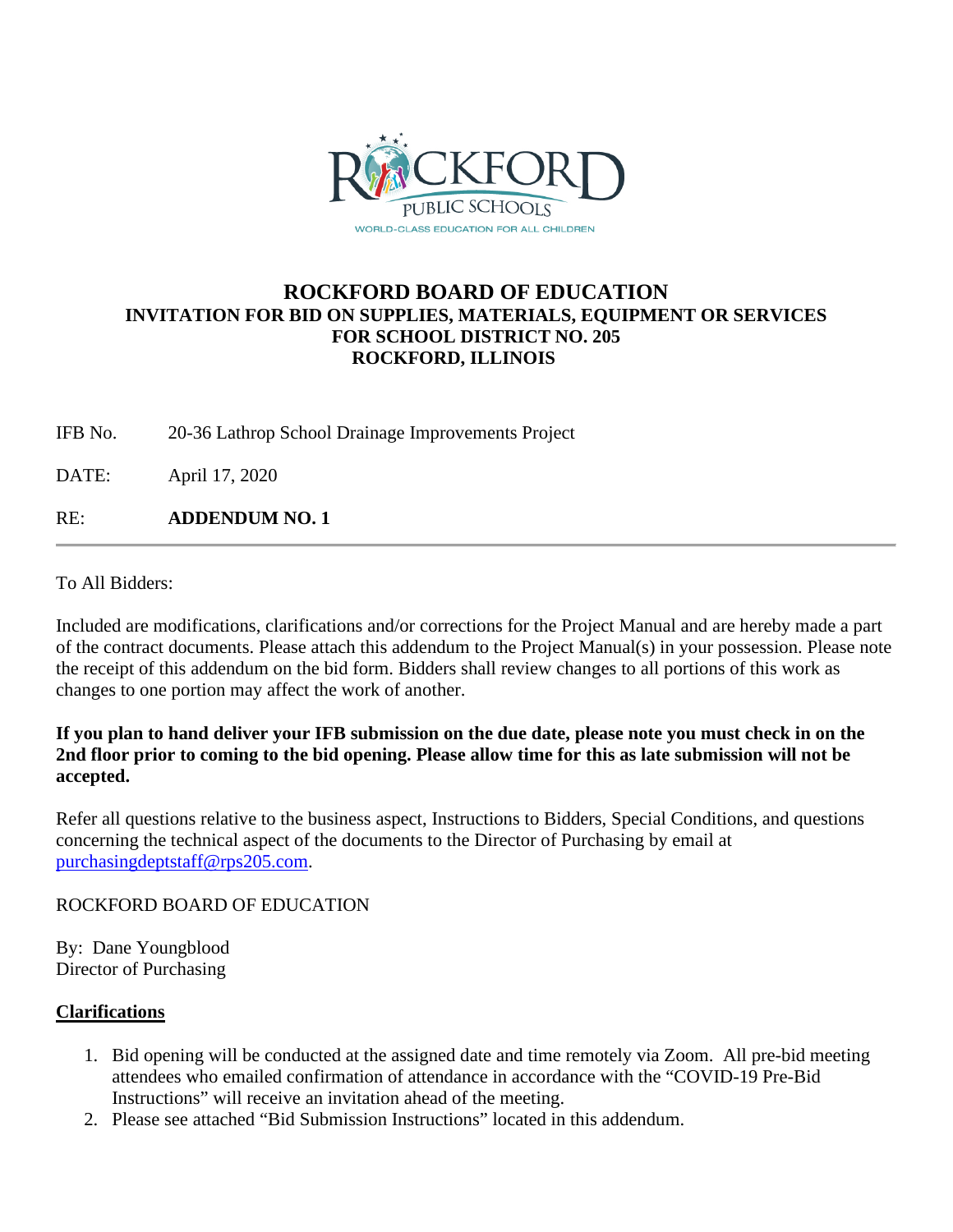# ROCKFORD BOARD OF EDUCATION

## INVITATION FOR BID ON SUPPLIES, MATERIALS, EQUIPMENT OR SERVICES FOR SCHOOL DISTRICT NO. 205 ROCKFORD, ILLINOIS

IFB No. 20-36 Lathrop School Drainage Improvements Project

DATE: April 17, 2020

RE: **ADDENDUM NO. 1**

---

To All Bidders:

Included are modifications, clarifications and/or corrections for the Project Manual and are hereby made a part of the contract documents. Please attach this addendum to the Project Manual(s) in your possession. Please note the receipt of this addendum on the bid form. Bidders shall review changes to all portions of this work as changes to one portion may affect the work of another.

**If you plan to hand deliver your IFB submission on the due date, please note you must check in on the 2nd floor prior to coming to the bid opening. Please allow time for this as late submission will not be accepted.**

Refer all questions relative to the business aspect, Instructions to Bidders, Special Conditions, and questions concerning the technical aspect of the documents to the Director of Purchasing by email at purchasingdeptstaff@rps205.com.

ROCKFORD BOARD OF EDUCATION

By: Dane Youngblood
Director of Purchasing

**Clarifications**

1. Bid opening will be conducted at the assigned date and time remotely via Zoom. All pre-bid meeting attendees who emailed confirmation of attendance in accordance with the "COVID-19 Pre-Bid Instructions" will receive an invitation ahead of the meeting.
2. Please see attached "Bid Submission Instructions" located in this addendum.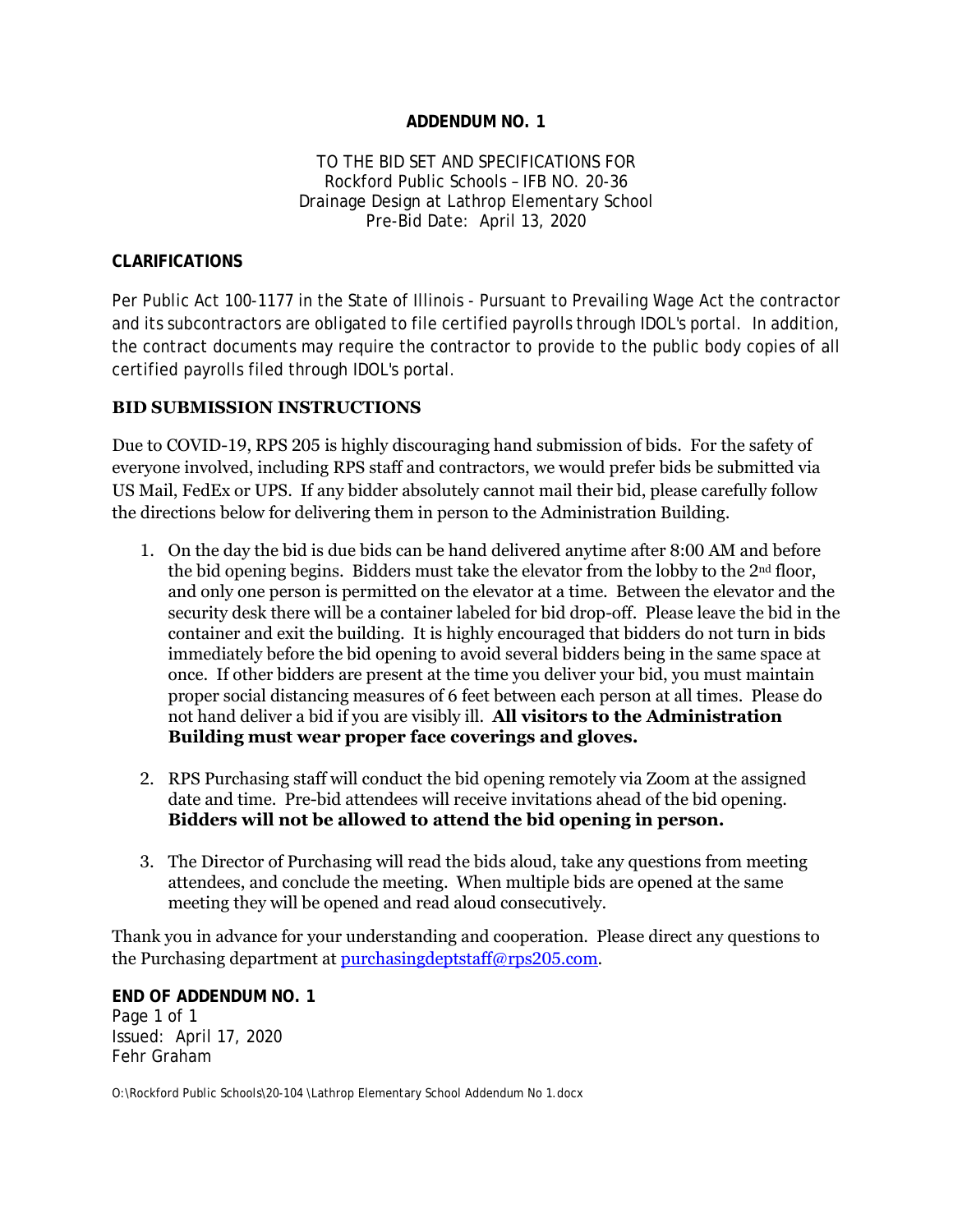**ADDENDUM NO. 1**

TO THE BID SET AND SPECIFICATIONS FOR
Rockford Public Schools – IFB NO. 20-36
Drainage Design at Lathrop Elementary School
Pre-Bid Date: April 13, 2020

**CLARIFICATIONS**

Per Public Act 100-1177 in the State of Illinois - Pursuant to Prevailing Wage Act the contractor and its subcontractors are obligated to file certified payrolls through IDOL's portal. In addition, the contract documents may require the contractor to provide to the public body copies of all certified payrolls filed through IDOL's portal.

**BID SUBMISSION INSTRUCTIONS**

Due to COVID-19, RPS 205 is highly discouraging hand submission of bids. For the safety of everyone involved, including RPS staff and contractors, we would prefer bids be submitted via US Mail, FedEx or UPS. If any bidder absolutely cannot mail their bid, please carefully follow the directions below for delivering them in person to the Administration Building.

1. On the day the bid is due bids can be hand delivered anytime after 8:00 AM and before the bid opening begins. Bidders must take the elevator from the lobby to the 2nd floor, and only one person is permitted on the elevator at a time. Between the elevator and the security desk there will be a container labeled for bid drop-off. Please leave the bid in the container and exit the building. It is highly encouraged that bidders do not turn in bids immediately before the bid opening to avoid several bidders being in the same space at once. If other bidders are present at the time you deliver your bid, you must maintain proper social distancing measures of 6 feet between each person at all times. Please do not hand deliver a bid if you are visibly ill. **All visitors to the Administration Building must wear proper face coverings and gloves.**

2. RPS Purchasing staff will conduct the bid opening remotely via Zoom at the assigned date and time. Pre-bid attendees will receive invitations ahead of the bid opening. **Bidders will not be allowed to attend the bid opening in person.**

3. The Director of Purchasing will read the bids aloud, take any questions from meeting attendees, and conclude the meeting. When multiple bids are opened at the same meeting they will be opened and read aloud consecutively.

Thank you in advance for your understanding and cooperation. Please direct any questions to the Purchasing department at purchasingdeptstaff@rps205.com.

**END OF ADDENDUM NO. 1**
Issued: April 17, 2020
Fehr Graham

O:\Rockford Public Schools\20-104 \Lathrop Elementary School Addendum No 1.docx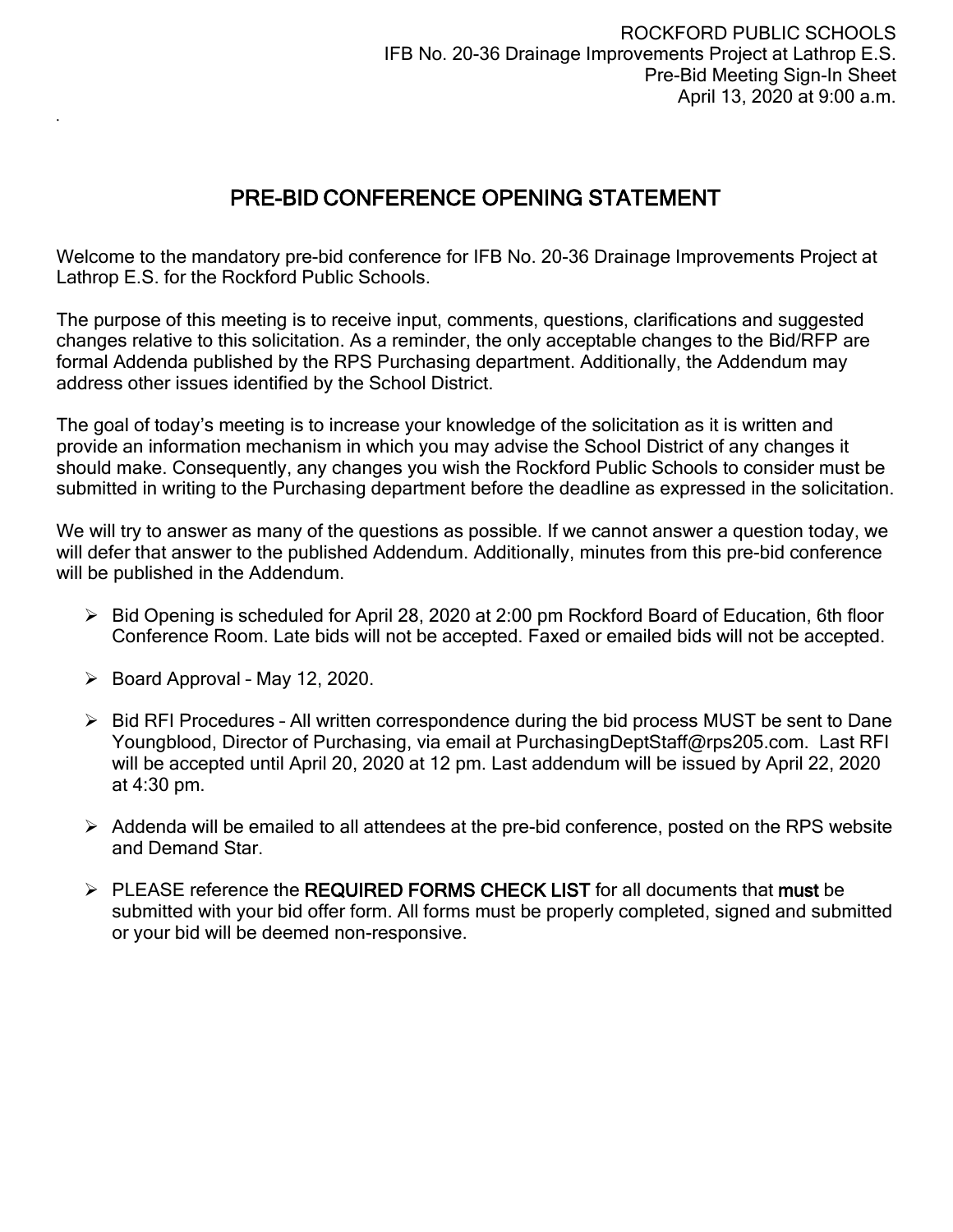ROCKFORD PUBLIC SCHOOLS
IFB No. 20-36 Drainage Improvements Project at Lathrop E.S.
Pre-Bid Meeting Sign-In Sheet
April 13, 2020 at 9:00 a.m.

## PRE-BID CONFERENCE OPENING STATEMENT

Welcome to the mandatory pre-bid conference for IFB No. 20-36 Drainage Improvements Project at Lathrop E.S. for the Rockford Public Schools.

The purpose of this meeting is to receive input, comments, questions, clarifications and suggested changes relative to this solicitation. As a reminder, the only acceptable changes to the Bid/RFP are formal Addenda published by the RPS Purchasing department. Additionally, the Addendum may address other issues identified by the School District.

The goal of today's meeting is to increase your knowledge of the solicitation as it is written and provide an information mechanism in which you may advise the School District of any changes it should make. Consequently, any changes you wish the Rockford Public Schools to consider must be submitted in writing to the Purchasing department before the deadline as expressed in the solicitation.

We will try to answer as many of the questions as possible. If we cannot answer a question today, we will defer that answer to the published Addendum. Additionally, minutes from this pre-bid conference will be published in the Addendum.

- Bid Opening is scheduled for April 28, 2020 at 2:00 pm Rockford Board of Education, 6th floor Conference Room. Late bids will not be accepted. Faxed or emailed bids will not be accepted.
- Board Approval – May 12, 2020.
- Bid RFI Procedures – All written correspondence during the bid process MUST be sent to Dane Youngblood, Director of Purchasing, via email at PurchasingDeptStaff@rps205.com. Last RFI will be accepted until April 20, 2020 at 12 pm. Last addendum will be issued by April 22, 2020 at 4:30 pm.
- Addenda will be emailed to all attendees at the pre-bid conference, posted on the RPS website and Demand Star.
- PLEASE reference the **REQUIRED FORMS CHECK LIST** for all documents that **must** be submitted with your bid offer form. All forms must be properly completed, signed and submitted or your bid will be deemed non-responsive.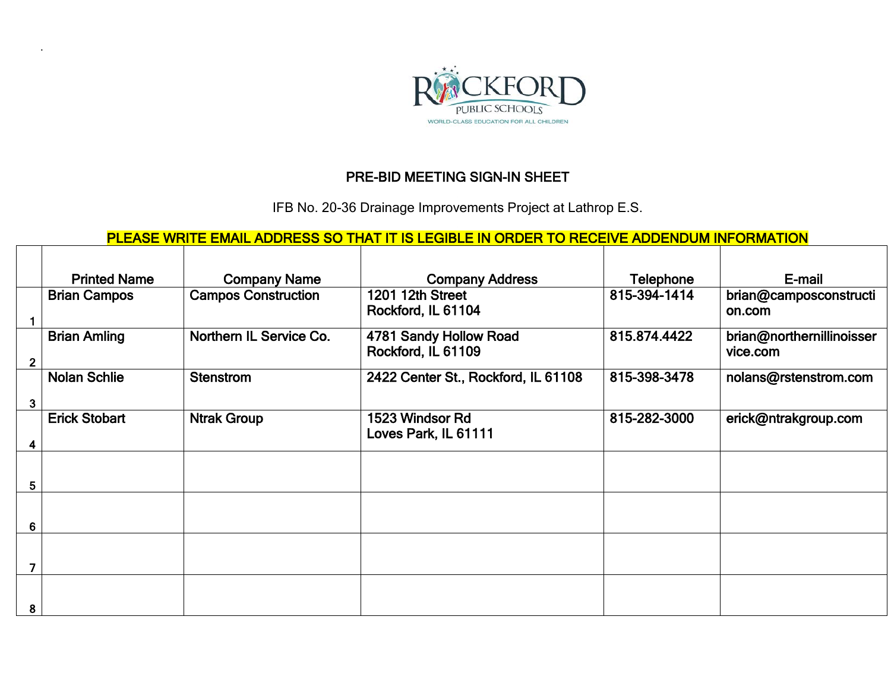## PRE-BID MEETING SIGN-IN SHEET

IFB No. 20-36 Drainage Improvements Project at Lathrop E.S.

**PLEASE WRITE EMAIL ADDRESS SO THAT IT IS LEGIBLE IN ORDER TO RECEIVE ADDENDUM INFORMATION**

| | Printed Name | Company Name | Company Address | Telephone | E-mail |
|---|---|---|---|---|---|
| 1 | Brian Campos | Campos Construction | 1201 12th Street Rockford, IL 61104 | 815-394-1414 | brian@camposconstruction.com |
| 2 | Brian Amling | Northern IL Service Co. | 4781 Sandy Hollow Road Rockford, IL 61109 | 815.874.4422 | brian@northernillinoisservice.com |
| 3 | Nolan Schlie | Stenstrom | 2422 Center St., Rockford, IL 61108 | 815-398-3478 | nolans@rstenstrom.com |
| 4 | Erick Stobart | Ntrak Group | 1523 Windsor Rd Loves Park, IL 61111 | 815-282-3000 | erick@ntrakgroup.com |
| 5 | | | | | |
| 6 | | | | | |
| 7 | | | | | |
| 8 | | | | | |